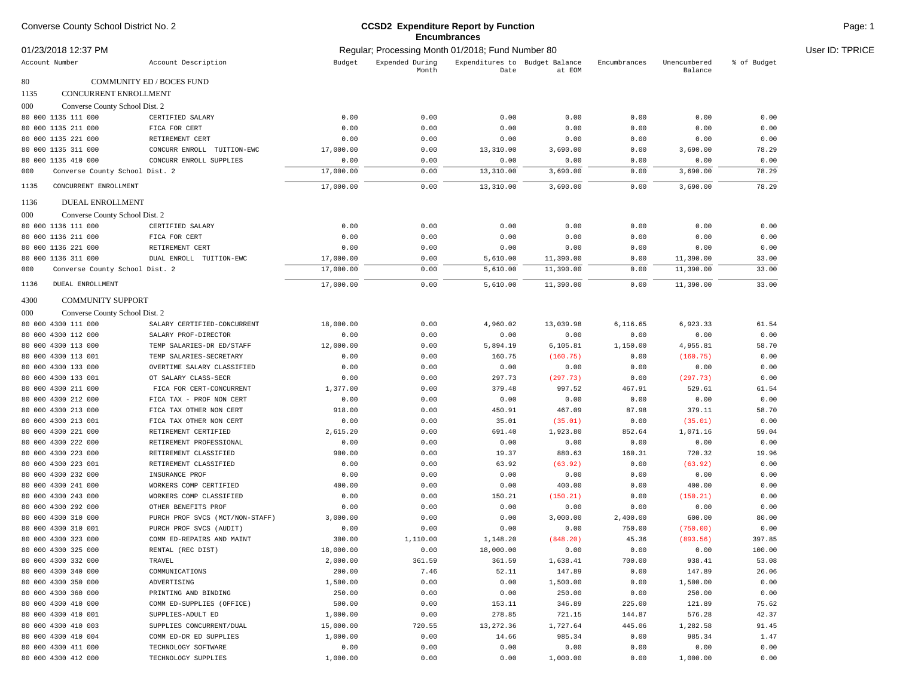# Converse County School District No. 2

## CCSD2 Expenditure Report by Function

### Encumbrances

01/23/2018 12:37 PM — Regular; Processing Month 01/2018; Fund Number 80 — User ID: TPRICE

| Account Number | Account Description | Budget | Expended During Month | Expenditures to Date | Budget Balance at EOM | Encumbrances | Unencumbered Balance | % of Budget |
|---|---|---|---|---|---|---|---|---|
| 80 | COMMUNITY ED / BOCES FUND | | | | | | | |
| 1135 | CONCURRENT ENROLLMENT | | | | | | | |
| 000 | Converse County School Dist. 2 | | | | | | | |
| 80 000 1135 111 000 | CERTIFIED SALARY | 0.00 | 0.00 | 0.00 | 0.00 | 0.00 | 0.00 | 0.00 |
| 80 000 1135 211 000 | FICA FOR CERT | 0.00 | 0.00 | 0.00 | 0.00 | 0.00 | 0.00 | 0.00 |
| 80 000 1135 221 000 | RETIREMENT CERT | 0.00 | 0.00 | 0.00 | 0.00 | 0.00 | 0.00 | 0.00 |
| 80 000 1135 311 000 | CONCURR ENROLL TUITION-EWC | 17,000.00 | 0.00 | 13,310.00 | 3,690.00 | 0.00 | 3,690.00 | 78.29 |
| 80 000 1135 410 000 | CONCURR ENROLL SUPPLIES | 0.00 | 0.00 | 0.00 | 0.00 | 0.00 | 0.00 | 0.00 |
| 000 | Converse County School Dist. 2 | 17,000.00 | 0.00 | 13,310.00 | 3,690.00 | 0.00 | 3,690.00 | 78.29 |
| 1135 | CONCURRENT ENROLLMENT | 17,000.00 | 0.00 | 13,310.00 | 3,690.00 | 0.00 | 3,690.00 | 78.29 |
| 1136 | DUEAL ENROLLMENT | | | | | | | |
| 000 | Converse County School Dist. 2 | | | | | | | |
| 80 000 1136 111 000 | CERTIFIED SALARY | 0.00 | 0.00 | 0.00 | 0.00 | 0.00 | 0.00 | 0.00 |
| 80 000 1136 211 000 | FICA FOR CERT | 0.00 | 0.00 | 0.00 | 0.00 | 0.00 | 0.00 | 0.00 |
| 80 000 1136 221 000 | RETIREMENT CERT | 0.00 | 0.00 | 0.00 | 0.00 | 0.00 | 0.00 | 0.00 |
| 80 000 1136 311 000 | DUAL ENROLL TUITION-EWC | 17,000.00 | 0.00 | 5,610.00 | 11,390.00 | 0.00 | 11,390.00 | 33.00 |
| 000 | Converse County School Dist. 2 | 17,000.00 | 0.00 | 5,610.00 | 11,390.00 | 0.00 | 11,390.00 | 33.00 |
| 1136 | DUEAL ENROLLMENT | 17,000.00 | 0.00 | 5,610.00 | 11,390.00 | 0.00 | 11,390.00 | 33.00 |
| 4300 | COMMUNITY SUPPORT | | | | | | | |
| 000 | Converse County School Dist. 2 | | | | | | | |
| 80 000 4300 111 000 | SALARY CERTIFIED-CONCURRENT | 18,000.00 | 0.00 | 4,960.02 | 13,039.98 | 6,116.65 | 6,923.33 | 61.54 |
| 80 000 4300 112 000 | SALARY PROF-DIRECTOR | 0.00 | 0.00 | 0.00 | 0.00 | 0.00 | 0.00 | 0.00 |
| 80 000 4300 113 000 | TEMP SALARIES-DR ED/STAFF | 12,000.00 | 0.00 | 5,894.19 | 6,105.81 | 1,150.00 | 4,955.81 | 58.70 |
| 80 000 4300 113 001 | TEMP SALARIES-SECRETARY | 0.00 | 0.00 | 160.75 | (160.75) | 0.00 | (160.75) | 0.00 |
| 80 000 4300 133 000 | OVERTIME SALARY CLASSIFIED | 0.00 | 0.00 | 0.00 | 0.00 | 0.00 | 0.00 | 0.00 |
| 80 000 4300 133 001 | OT SALARY CLASS-SECR | 0.00 | 0.00 | 297.73 | (297.73) | 0.00 | (297.73) | 0.00 |
| 80 000 4300 211 000 | FICA FOR CERT-CONCURRENT | 1,377.00 | 0.00 | 379.48 | 997.52 | 467.91 | 529.61 | 61.54 |
| 80 000 4300 212 000 | FICA TAX - PROF NON CERT | 0.00 | 0.00 | 0.00 | 0.00 | 0.00 | 0.00 | 0.00 |
| 80 000 4300 213 000 | FICA TAX OTHER NON CERT | 918.00 | 0.00 | 450.91 | 467.09 | 87.98 | 379.11 | 58.70 |
| 80 000 4300 213 001 | FICA TAX OTHER NON CERT | 0.00 | 0.00 | 35.01 | (35.01) | 0.00 | (35.01) | 0.00 |
| 80 000 4300 221 000 | RETIREMENT CERTIFIED | 2,615.20 | 0.00 | 691.40 | 1,923.80 | 852.64 | 1,071.16 | 59.04 |
| 80 000 4300 222 000 | RETIREMENT PROFESSIONAL | 0.00 | 0.00 | 0.00 | 0.00 | 0.00 | 0.00 | 0.00 |
| 80 000 4300 223 000 | RETIREMENT CLASSIFIED | 900.00 | 0.00 | 19.37 | 880.63 | 160.31 | 720.32 | 19.96 |
| 80 000 4300 223 001 | RETIREMENT CLASSIFIED | 0.00 | 0.00 | 63.92 | (63.92) | 0.00 | (63.92) | 0.00 |
| 80 000 4300 232 000 | INSURANCE PROF | 0.00 | 0.00 | 0.00 | 0.00 | 0.00 | 0.00 | 0.00 |
| 80 000 4300 241 000 | WORKERS COMP CERTIFIED | 400.00 | 0.00 | 0.00 | 400.00 | 0.00 | 400.00 | 0.00 |
| 80 000 4300 243 000 | WORKERS COMP CLASSIFIED | 0.00 | 0.00 | 150.21 | (150.21) | 0.00 | (150.21) | 0.00 |
| 80 000 4300 292 000 | OTHER BENEFITS PROF | 0.00 | 0.00 | 0.00 | 0.00 | 0.00 | 0.00 | 0.00 |
| 80 000 4300 310 000 | PURCH PROF SVCS (MCT/NON-STAFF) | 3,000.00 | 0.00 | 0.00 | 3,000.00 | 2,400.00 | 600.00 | 80.00 |
| 80 000 4300 310 001 | PURCH PROF SVCS (AUDIT) | 0.00 | 0.00 | 0.00 | 0.00 | 750.00 | (750.00) | 0.00 |
| 80 000 4300 323 000 | COMM ED-REPAIRS AND MAINT | 300.00 | 1,110.00 | 1,148.20 | (848.20) | 45.36 | (893.56) | 397.85 |
| 80 000 4300 325 000 | RENTAL (REC DIST) | 18,000.00 | 0.00 | 18,000.00 | 0.00 | 0.00 | 0.00 | 100.00 |
| 80 000 4300 332 000 | TRAVEL | 2,000.00 | 361.59 | 361.59 | 1,638.41 | 700.00 | 938.41 | 53.08 |
| 80 000 4300 340 000 | COMMUNICATIONS | 200.00 | 7.46 | 52.11 | 147.89 | 0.00 | 147.89 | 26.06 |
| 80 000 4300 350 000 | ADVERTISING | 1,500.00 | 0.00 | 0.00 | 1,500.00 | 0.00 | 1,500.00 | 0.00 |
| 80 000 4300 360 000 | PRINTING AND BINDING | 250.00 | 0.00 | 0.00 | 250.00 | 0.00 | 250.00 | 0.00 |
| 80 000 4300 410 000 | COMM ED-SUPPLIES (OFFICE) | 500.00 | 0.00 | 153.11 | 346.89 | 225.00 | 121.89 | 75.62 |
| 80 000 4300 410 001 | SUPPLIES-ADULT ED | 1,000.00 | 0.00 | 278.85 | 721.15 | 144.87 | 576.28 | 42.37 |
| 80 000 4300 410 003 | SUPPLIES CONCURRENT/DUAL | 15,000.00 | 720.55 | 13,272.36 | 1,727.64 | 445.06 | 1,282.58 | 91.45 |
| 80 000 4300 410 004 | COMM ED-DR ED SUPPLIES | 1,000.00 | 0.00 | 14.66 | 985.34 | 0.00 | 985.34 | 1.47 |
| 80 000 4300 411 000 | TECHNOLOGY SOFTWARE | 0.00 | 0.00 | 0.00 | 0.00 | 0.00 | 0.00 | 0.00 |
| 80 000 4300 412 000 | TECHNOLOGY SUPPLIES | 1,000.00 | 0.00 | 0.00 | 1,000.00 | 0.00 | 1,000.00 | 0.00 |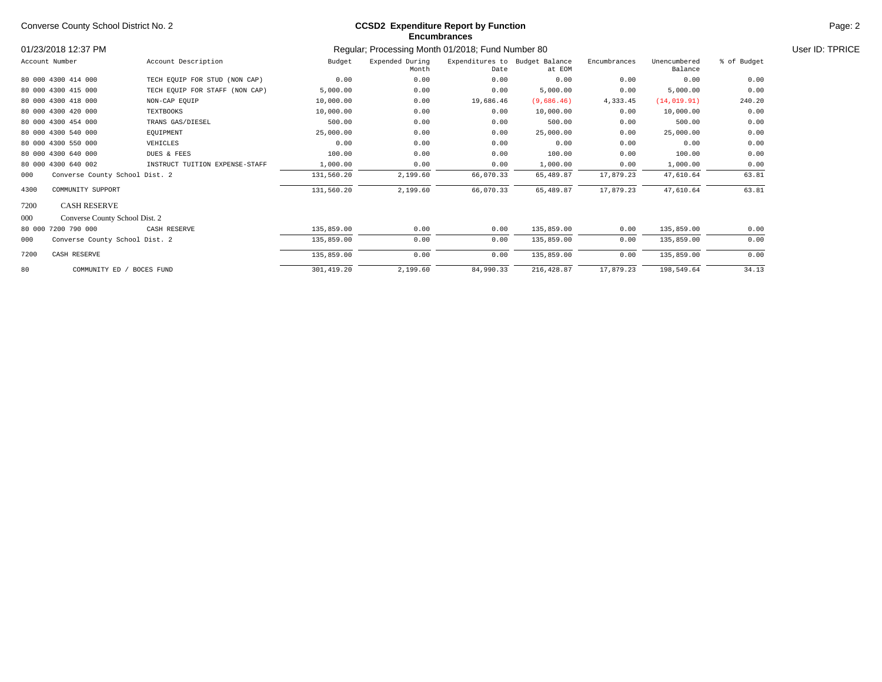Converse County School District No. 2

**CCSD2 Expenditure Report by Function**
**Encumbrances**

01/23/2018 12:37 PM

Regular; Processing Month 01/2018; Fund Number 80

User ID: TPRICE

| Account Number | Account Description | Budget | Expended During Month | Expenditures to Date | Budget Balance at EOM | Encumbrances | Unencumbered Balance | % of Budget |
|---|---|---|---|---|---|---|---|---|
| 80 000 4300 414 000 | TECH EQUIP FOR STUD (NON CAP) | 0.00 | 0.00 | 0.00 | 0.00 | 0.00 | 0.00 | 0.00 |
| 80 000 4300 415 000 | TECH EQUIP FOR STAFF (NON CAP) | 5,000.00 | 0.00 | 0.00 | 5,000.00 | 0.00 | 5,000.00 | 0.00 |
| 80 000 4300 418 000 | NON-CAP EQUIP | 10,000.00 | 0.00 | 19,686.46 | (9,686.46) | 4,333.45 | (14,019.91) | 240.20 |
| 80 000 4300 420 000 | TEXTBOOKS | 10,000.00 | 0.00 | 0.00 | 10,000.00 | 0.00 | 10,000.00 | 0.00 |
| 80 000 4300 454 000 | TRANS GAS/DIESEL | 500.00 | 0.00 | 0.00 | 500.00 | 0.00 | 500.00 | 0.00 |
| 80 000 4300 540 000 | EQUIPMENT | 25,000.00 | 0.00 | 0.00 | 25,000.00 | 0.00 | 25,000.00 | 0.00 |
| 80 000 4300 550 000 | VEHICLES | 0.00 | 0.00 | 0.00 | 0.00 | 0.00 | 0.00 | 0.00 |
| 80 000 4300 640 000 | DUES & FEES | 100.00 | 0.00 | 0.00 | 100.00 | 0.00 | 100.00 | 0.00 |
| 80 000 4300 640 002 | INSTRUCT TUITION EXPENSE-STAFF | 1,000.00 | 0.00 | 0.00 | 1,000.00 | 0.00 | 1,000.00 | 0.00 |
| 000 | Converse County School Dist. 2 | 131,560.20 | 2,199.60 | 66,070.33 | 65,489.87 | 17,879.23 | 47,610.64 | 63.81 |
| 4300 | COMMUNITY SUPPORT | 131,560.20 | 2,199.60 | 66,070.33 | 65,489.87 | 17,879.23 | 47,610.64 | 63.81 |
| **7200** | **CASH RESERVE** | | | | | | | |
| **000** | **Converse County School Dist. 2** | | | | | | | |
| 80 000 7200 790 000 | CASH RESERVE | 135,859.00 | 0.00 | 0.00 | 135,859.00 | 0.00 | 135,859.00 | 0.00 |
| 000 | Converse County School Dist. 2 | 135,859.00 | 0.00 | 0.00 | 135,859.00 | 0.00 | 135,859.00 | 0.00 |
| 7200 | CASH RESERVE | 135,859.00 | 0.00 | 0.00 | 135,859.00 | 0.00 | 135,859.00 | 0.00 |
| 80 | COMMUNITY ED / BOCES FUND | 301,419.20 | 2,199.60 | 84,990.33 | 216,428.87 | 17,879.23 | 198,549.64 | 34.13 |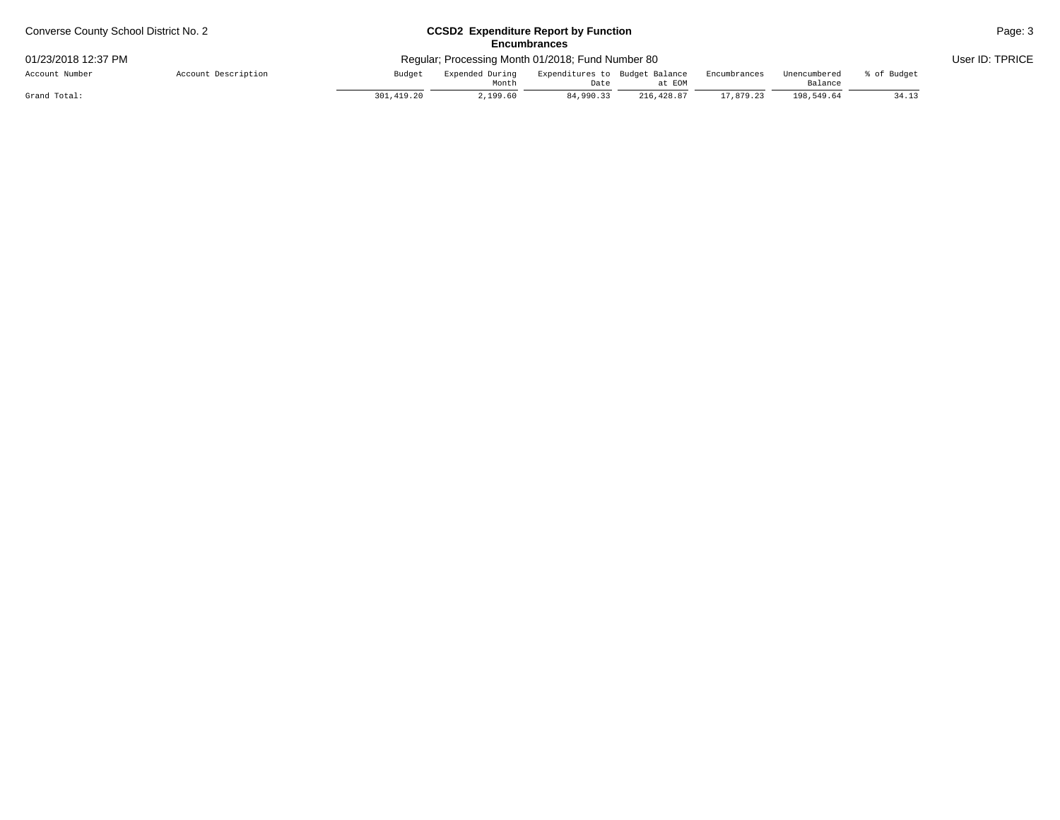| Account Number | Account Description | Budget | Expended During Month | Expenditures to Date | Budget Balance at EOM | Encumbrances | Unencumbered Balance | % of Budget |
|---|---|---|---|---|---|---|---|---|
| Grand Total: | | 301,419.20 | 2,199.60 | 84,990.33 | 216,428.87 | 17,879.23 | 198,549.64 | 34.13 |